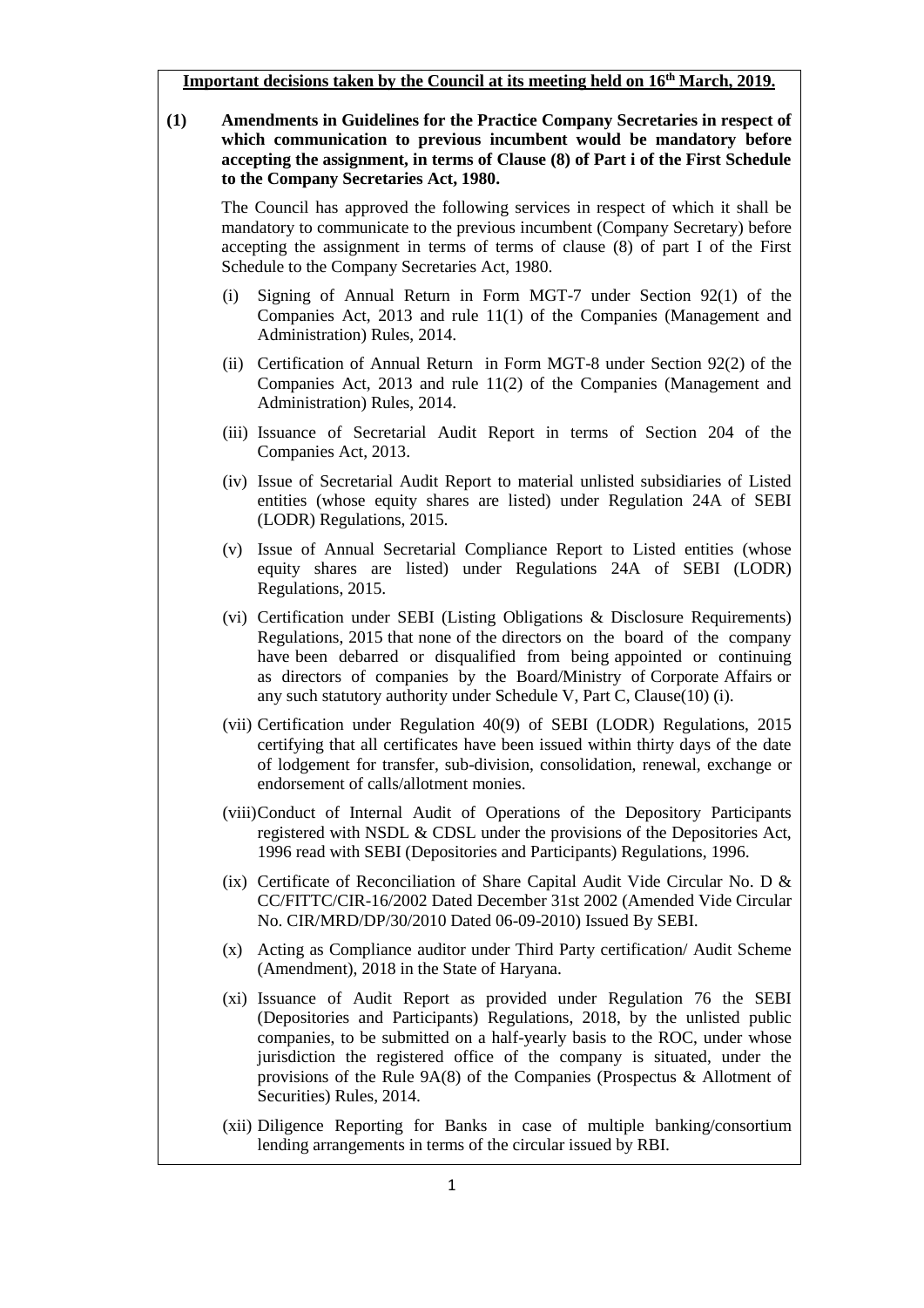**Important decisions taken by the Council at its meeting held on 16th March, 2019.**

**(1) Amendments in Guidelines for the Practice Company Secretaries in respect of which communication to previous incumbent would be mandatory before accepting the assignment, in terms of Clause (8) of Part i of the First Schedule to the Company Secretaries Act, 1980.**

The Council has approved the following services in respect of which it shall be mandatory to communicate to the previous incumbent (Company Secretary) before accepting the assignment in terms of terms of clause (8) of part I of the First Schedule to the Company Secretaries Act, 1980.

(i) Signing of Annual Return in Form MGT-7 under Section 92(1) of the Companies Act, 2013 and rule 11(1) of the Companies (Management and Administration) Rules, 2014.

(ii) Certification of Annual Return in Form MGT-8 under Section 92(2) of the Companies Act, 2013 and rule 11(2) of the Companies (Management and Administration) Rules, 2014.

(iii) Issuance of Secretarial Audit Report in terms of Section 204 of the Companies Act, 2013.

(iv) Issue of Secretarial Audit Report to material unlisted subsidiaries of Listed entities (whose equity shares are listed) under Regulation 24A of SEBI (LODR) Regulations, 2015.

(v) Issue of Annual Secretarial Compliance Report to Listed entities (whose equity shares are listed) under Regulations 24A of SEBI (LODR) Regulations, 2015.

(vi) Certification under SEBI (Listing Obligations & Disclosure Requirements) Regulations, 2015 that none of the directors on the board of the company have been debarred or disqualified from being appointed or continuing as directors of companies by the Board/Ministry of Corporate Affairs or any such statutory authority under Schedule V, Part C, Clause(10) (i).

(vii) Certification under Regulation 40(9) of SEBI (LODR) Regulations, 2015 certifying that all certificates have been issued within thirty days of the date of lodgement for transfer, sub-division, consolidation, renewal, exchange or endorsement of calls/allotment monies.

(viii) Conduct of Internal Audit of Operations of the Depository Participants registered with NSDL & CDSL under the provisions of the Depositories Act, 1996 read with SEBI (Depositories and Participants) Regulations, 1996.

(ix) Certificate of Reconciliation of Share Capital Audit Vide Circular No. D & CC/FITTC/CIR-16/2002 Dated December 31st 2002 (Amended Vide Circular No. CIR/MRD/DP/30/2010 Dated 06-09-2010) Issued By SEBI.

(x) Acting as Compliance auditor under Third Party certification/ Audit Scheme (Amendment), 2018 in the State of Haryana.

(xi) Issuance of Audit Report as provided under Regulation 76 the SEBI (Depositories and Participants) Regulations, 2018, by the unlisted public companies, to be submitted on a half-yearly basis to the ROC, under whose jurisdiction the registered office of the company is situated, under the provisions of the Rule 9A(8) of the Companies (Prospectus & Allotment of Securities) Rules, 2014.

(xii) Diligence Reporting for Banks in case of multiple banking/consortium lending arrangements in terms of the circular issued by RBI.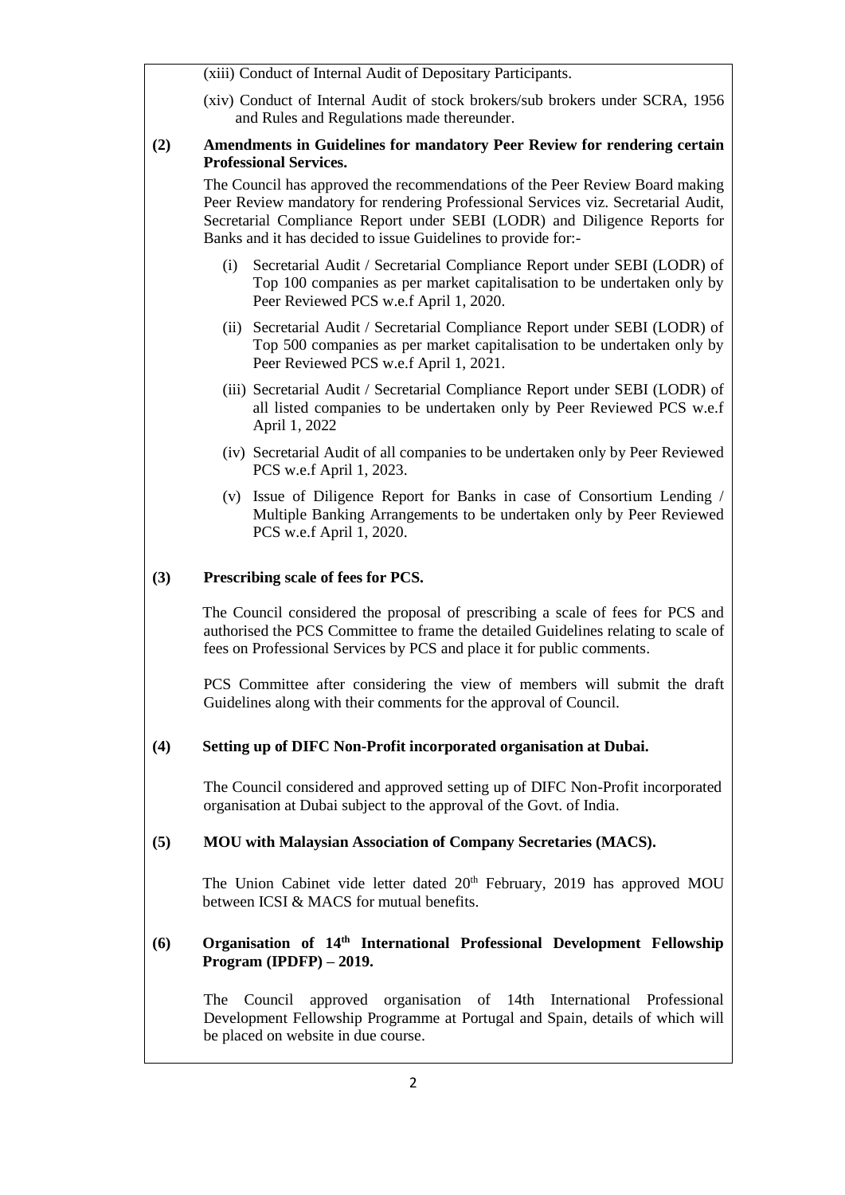(xiii) Conduct of Internal Audit of Depository Participants.

(xiv) Conduct of Internal Audit of stock brokers/sub brokers under SCRA, 1956 and Rules and Regulations made thereunder.

**(2) Amendments in Guidelines for mandatory Peer Review for rendering certain Professional Services.**

The Council has approved the recommendations of the Peer Review Board making Peer Review mandatory for rendering Professional Services viz. Secretarial Audit, Secretarial Compliance Report under SEBI (LODR) and Diligence Reports for Banks and it has decided to issue Guidelines to provide for:-

(i) Secretarial Audit / Secretarial Compliance Report under SEBI (LODR) of Top 100 companies as per market capitalisation to be undertaken only by Peer Reviewed PCS w.e.f April 1, 2020.

(ii) Secretarial Audit / Secretarial Compliance Report under SEBI (LODR) of Top 500 companies as per market capitalisation to be undertaken only by Peer Reviewed PCS w.e.f April 1, 2021.

(iii) Secretarial Audit / Secretarial Compliance Report under SEBI (LODR) of all listed companies to be undertaken only by Peer Reviewed PCS w.e.f April 1, 2022

(iv) Secretarial Audit of all companies to be undertaken only by Peer Reviewed PCS w.e.f April 1, 2023.

(v) Issue of Diligence Report for Banks in case of Consortium Lending / Multiple Banking Arrangements to be undertaken only by Peer Reviewed PCS w.e.f April 1, 2020.

**(3) Prescribing scale of fees for PCS.**

The Council considered the proposal of prescribing a scale of fees for PCS and authorised the PCS Committee to frame the detailed Guidelines relating to scale of fees on Professional Services by PCS and place it for public comments.

PCS Committee after considering the view of members will submit the draft Guidelines along with their comments for the approval of Council.

**(4) Setting up of DIFC Non-Profit incorporated organisation at Dubai.**

The Council considered and approved setting up of DIFC Non-Profit incorporated organisation at Dubai subject to the approval of the Govt. of India.

**(5) MOU with Malaysian Association of Company Secretaries (MACS).**

The Union Cabinet vide letter dated 20th February, 2019 has approved MOU between ICSI & MACS for mutual benefits.

**(6) Organisation of 14th International Professional Development Fellowship Program (IPDFP) – 2019.**

The Council approved organisation of 14th International Professional Development Fellowship Programme at Portugal and Spain, details of which will be placed on website in due course.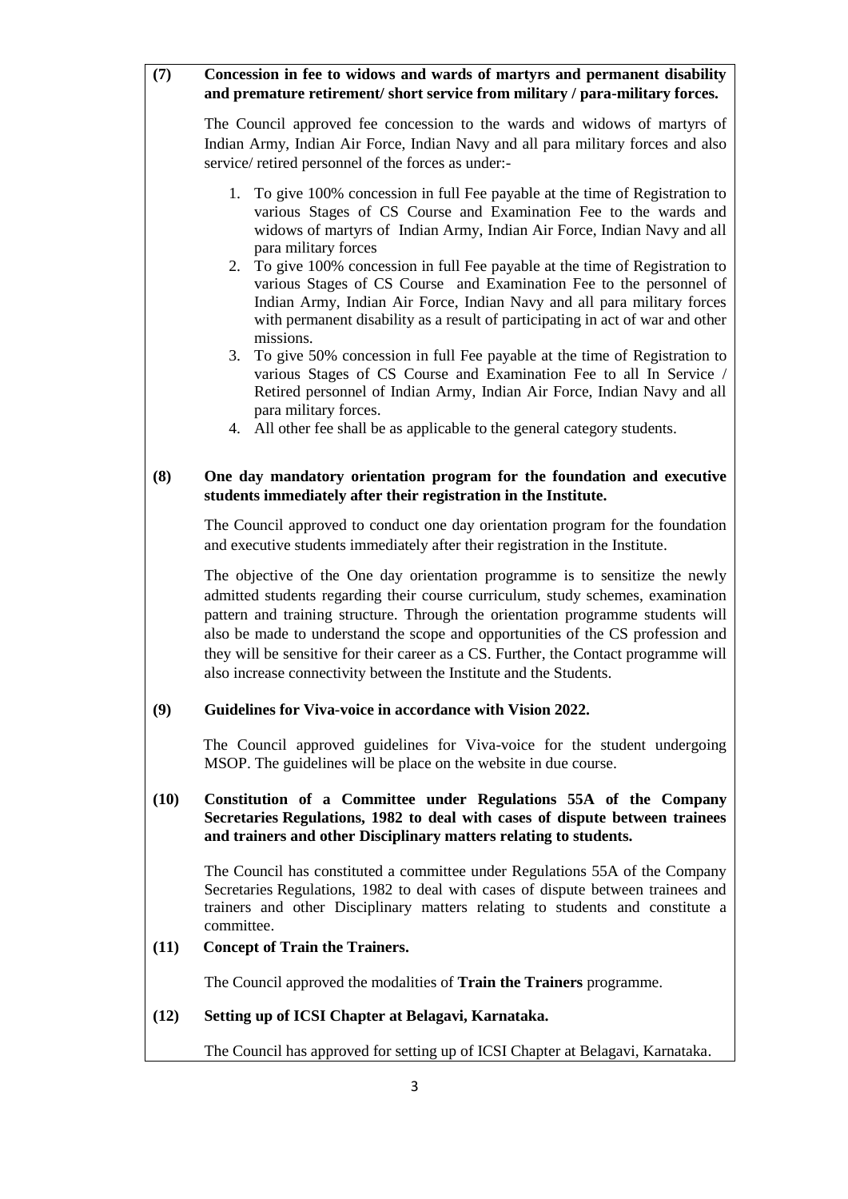**(7) Concession in fee to widows and wards of martyrs and permanent disability and premature retirement/ short service from military / para-military forces.**

The Council approved fee concession to the wards and widows of martyrs of Indian Army, Indian Air Force, Indian Navy and all para military forces and also service/ retired personnel of the forces as under:-

1. To give 100% concession in full Fee payable at the time of Registration to various Stages of CS Course and Examination Fee to the wards and widows of martyrs of Indian Army, Indian Air Force, Indian Navy and all para military forces
2. To give 100% concession in full Fee payable at the time of Registration to various Stages of CS Course and Examination Fee to the personnel of Indian Army, Indian Air Force, Indian Navy and all para military forces with permanent disability as a result of participating in act of war and other missions.
3. To give 50% concession in full Fee payable at the time of Registration to various Stages of CS Course and Examination Fee to all In Service / Retired personnel of Indian Army, Indian Air Force, Indian Navy and all para military forces.
4. All other fee shall be as applicable to the general category students.

**(8) One day mandatory orientation program for the foundation and executive students immediately after their registration in the Institute.**

The Council approved to conduct one day orientation program for the foundation and executive students immediately after their registration in the Institute.

The objective of the One day orientation programme is to sensitize the newly admitted students regarding their course curriculum, study schemes, examination pattern and training structure. Through the orientation programme students will also be made to understand the scope and opportunities of the CS profession and they will be sensitive for their career as a CS. Further, the Contact programme will also increase connectivity between the Institute and the Students.

**(9) Guidelines for Viva-voice in accordance with Vision 2022.**

The Council approved guidelines for Viva-voice for the student undergoing MSOP. The guidelines will be place on the website in due course.

**(10) Constitution of a Committee under Regulations 55A of the Company Secretaries Regulations, 1982 to deal with cases of dispute between trainees and trainers and other Disciplinary matters relating to students.**

The Council has constituted a committee under Regulations 55A of the Company Secretaries Regulations, 1982 to deal with cases of dispute between trainees and trainers and other Disciplinary matters relating to students and constitute a committee.

**(11) Concept of Train the Trainers.**

The Council approved the modalities of **Train the Trainers** programme.

**(12) Setting up of ICSI Chapter at Belagavi, Karnataka.**

The Council has approved for setting up of ICSI Chapter at Belagavi, Karnataka.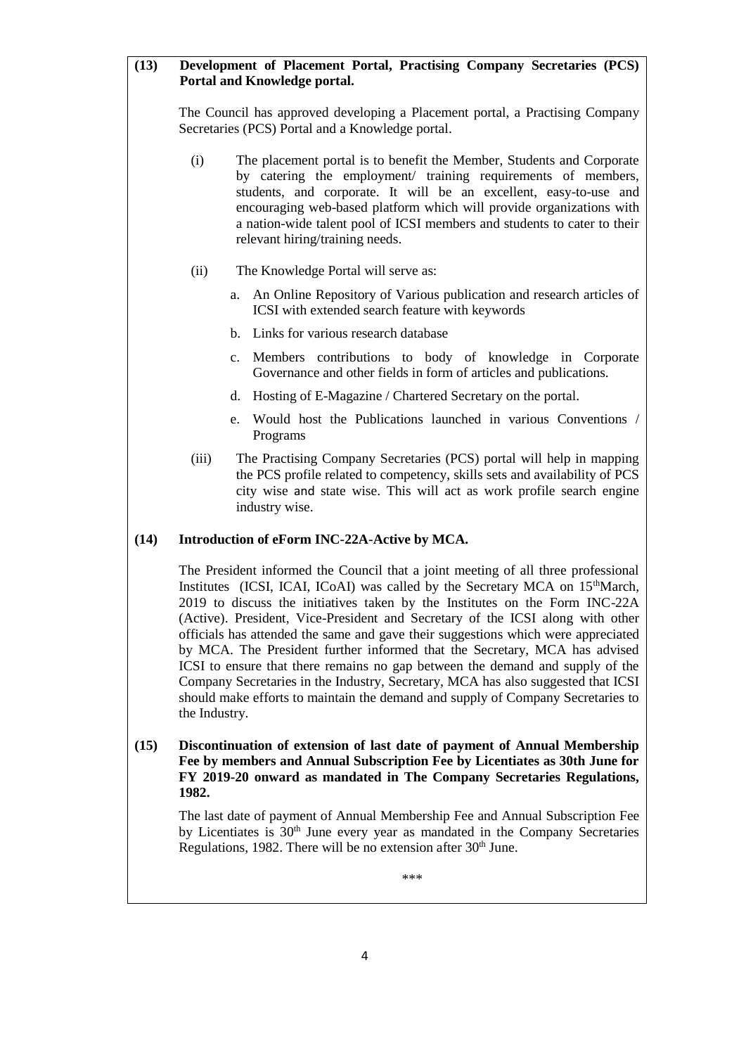**(13) Development of Placement Portal, Practising Company Secretaries (PCS) Portal and Knowledge portal.**

The Council has approved developing a Placement portal, a Practising Company Secretaries (PCS) Portal and a Knowledge portal.

(i) The placement portal is to benefit the Member, Students and Corporate by catering the employment/ training requirements of members, students, and corporate. It will be an excellent, easy-to-use and encouraging web-based platform which will provide organizations with a nation-wide talent pool of ICSI members and students to cater to their relevant hiring/training needs.

(ii) The Knowledge Portal will serve as:

a. An Online Repository of Various publication and research articles of ICSI with extended search feature with keywords

b. Links for various research database

c. Members contributions to body of knowledge in Corporate Governance and other fields in form of articles and publications.

d. Hosting of E-Magazine / Chartered Secretary on the portal.

e. Would host the Publications launched in various Conventions / Programs

(iii) The Practising Company Secretaries (PCS) portal will help in mapping the PCS profile related to competency, skills sets and availability of PCS city wise and state wise. This will act as work profile search engine industry wise.

**(14) Introduction of eForm INC-22A-Active by MCA.**

The President informed the Council that a joint meeting of all three professional Institutes (ICSI, ICAI, ICoAI) was called by the Secretary MCA on 15th March, 2019 to discuss the initiatives taken by the Institutes on the Form INC-22A (Active). President, Vice-President and Secretary of the ICSI along with other officials has attended the same and gave their suggestions which were appreciated by MCA. The President further informed that the Secretary, MCA has advised ICSI to ensure that there remains no gap between the demand and supply of the Company Secretaries in the Industry, Secretary, MCA has also suggested that ICSI should make efforts to maintain the demand and supply of Company Secretaries to the Industry.

**(15) Discontinuation of extension of last date of payment of Annual Membership Fee by members and Annual Subscription Fee by Licentiates as 30th June for FY 2019-20 onward as mandated in The Company Secretaries Regulations, 1982.**

The last date of payment of Annual Membership Fee and Annual Subscription Fee by Licentiates is 30th June every year as mandated in the Company Secretaries Regulations, 1982. There will be no extension after 30th June.

\*\*\*